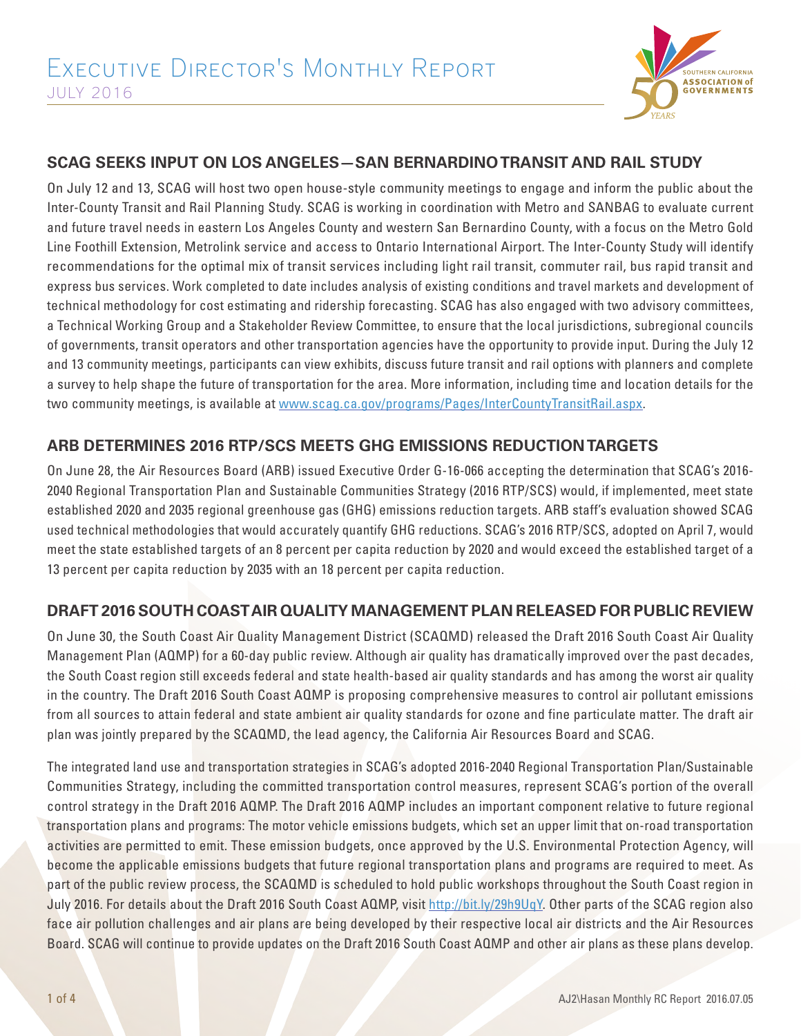# Executive Director's Monthly Report

JULY 2016

## SCAG SEEKS INPUT ON LOS ANGELES—SAN BERNARDINO TRANSIT AND RAIL STUDY

On July 12 and 13, SCAG will host two open house-style community meetings to engage and inform the public about the Inter-County Transit and Rail Planning Study. SCAG is working in coordination with Metro and SANBAG to evaluate current and future travel needs in eastern Los Angeles County and western San Bernardino County, with a focus on the Metro Gold Line Foothill Extension, Metrolink service and access to Ontario International Airport. The Inter-County Study will identify recommendations for the optimal mix of transit services including light rail transit, commuter rail, bus rapid transit and express bus services. Work completed to date includes analysis of existing conditions and travel markets and development of technical methodology for cost estimating and ridership forecasting. SCAG has also engaged with two advisory committees, a Technical Working Group and a Stakeholder Review Committee, to ensure that the local jurisdictions, subregional councils of governments, transit operators and other transportation agencies have the opportunity to provide input. During the July 12 and 13 community meetings, participants can view exhibits, discuss future transit and rail options with planners and complete a survey to help shape the future of transportation for the area. More information, including time and location details for the two community meetings, is available at www.scag.ca.gov/programs/Pages/InterCountyTransitRail.aspx.

## ARB DETERMINES 2016 RTP/SCS MEETS GHG EMISSIONS REDUCTION TARGETS

On June 28, the Air Resources Board (ARB) issued Executive Order G-16-066 accepting the determination that SCAG's 2016-2040 Regional Transportation Plan and Sustainable Communities Strategy (2016 RTP/SCS) would, if implemented, meet state established 2020 and 2035 regional greenhouse gas (GHG) emissions reduction targets. ARB staff's evaluation showed SCAG used technical methodologies that would accurately quantify GHG reductions. SCAG's 2016 RTP/SCS, adopted on April 7, would meet the state established targets of an 8 percent per capita reduction by 2020 and would exceed the established target of a 13 percent per capita reduction by 2035 with an 18 percent per capita reduction.

## DRAFT 2016 SOUTH COAST AIR QUALITY MANAGEMENT PLAN RELEASED FOR PUBLIC REVIEW

On June 30, the South Coast Air Quality Management District (SCAQMD) released the Draft 2016 South Coast Air Quality Management Plan (AQMP) for a 60-day public review. Although air quality has dramatically improved over the past decades, the South Coast region still exceeds federal and state health-based air quality standards and has among the worst air quality in the country. The Draft 2016 South Coast AQMP is proposing comprehensive measures to control air pollutant emissions from all sources to attain federal and state ambient air quality standards for ozone and fine particulate matter. The draft air plan was jointly prepared by the SCAQMD, the lead agency, the California Air Resources Board and SCAG.

The integrated land use and transportation strategies in SCAG's adopted 2016-2040 Regional Transportation Plan/Sustainable Communities Strategy, including the committed transportation control measures, represent SCAG's portion of the overall control strategy in the Draft 2016 AQMP. The Draft 2016 AQMP includes an important component relative to future regional transportation plans and programs: The motor vehicle emissions budgets, which set an upper limit that on-road transportation activities are permitted to emit. These emission budgets, once approved by the U.S. Environmental Protection Agency, will become the applicable emissions budgets that future regional transportation plans and programs are required to meet. As part of the public review process, the SCAQMD is scheduled to hold public workshops throughout the South Coast region in July 2016. For details about the Draft 2016 South Coast AQMP, visit http://bit.ly/29h9UqY. Other parts of the SCAG region also face air pollution challenges and air plans are being developed by their respective local air districts and the Air Resources Board. SCAG will continue to provide updates on the Draft 2016 South Coast AQMP and other air plans as these plans develop.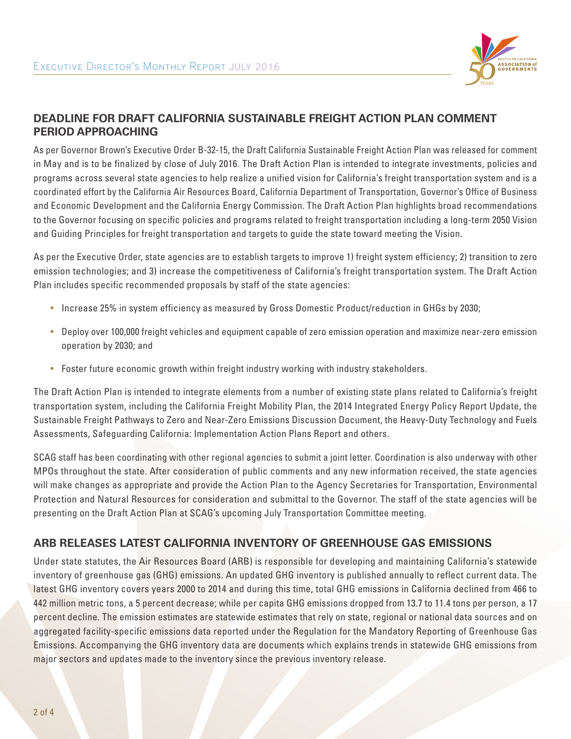## DEADLINE FOR DRAFT CALIFORNIA SUSTAINABLE FREIGHT ACTION PLAN COMMENT PERIOD APPROACHING

As per Governor Brown's Executive Order B-32-15, the Draft California Sustainable Freight Action Plan was released for comment in May and is to be finalized by close of July 2016. The Draft Action Plan is intended to integrate investments, policies and programs across several state agencies to help realize a unified vision for California's freight transportation system and is a coordinated effort by the California Air Resources Board, California Department of Transportation, Governor's Office of Business and Economic Development and the California Energy Commission. The Draft Action Plan highlights broad recommendations to the Governor focusing on specific policies and programs related to freight transportation including a long-term 2050 Vision and Guiding Principles for freight transportation and targets to guide the state toward meeting the Vision.

As per the Executive Order, state agencies are to establish targets to improve 1) freight system efficiency; 2) transition to zero emission technologies; and 3) increase the competitiveness of California's freight transportation system. The Draft Action Plan includes specific recommended proposals by staff of the state agencies:

- Increase 25% in system efficiency as measured by Gross Domestic Product/reduction in GHGs by 2030;
- Deploy over 100,000 freight vehicles and equipment capable of zero emission operation and maximize near-zero emission operation by 2030; and
- Foster future economic growth within freight industry working with industry stakeholders.

The Draft Action Plan is intended to integrate elements from a number of existing state plans related to California's freight transportation system, including the California Freight Mobility Plan, the 2014 Integrated Energy Policy Report Update, the Sustainable Freight Pathways to Zero and Near-Zero Emissions Discussion Document, the Heavy-Duty Technology and Fuels Assessments, Safeguarding California: Implementation Action Plans Report and others.

SCAG staff has been coordinating with other regional agencies to submit a joint letter. Coordination is also underway with other MPOs throughout the state. After consideration of public comments and any new information received, the state agencies will make changes as appropriate and provide the Action Plan to the Agency Secretaries for Transportation, Environmental Protection and Natural Resources for consideration and submittal to the Governor. The staff of the state agencies will be presenting on the Draft Action Plan at SCAG's upcoming July Transportation Committee meeting.

## ARB RELEASES LATEST CALIFORNIA INVENTORY OF GREENHOUSE GAS EMISSIONS

Under state statutes, the Air Resources Board (ARB) is responsible for developing and maintaining California's statewide inventory of greenhouse gas (GHG) emissions. An updated GHG inventory is published annually to reflect current data. The latest GHG inventory covers years 2000 to 2014 and during this time, total GHG emissions in California declined from 466 to 442 million metric tons, a 5 percent decrease; while per capita GHG emissions dropped from 13.7 to 11.4 tons per person, a 17 percent decline. The emission estimates are statewide estimates that rely on state, regional or national data sources and on aggregated facility-specific emissions data reported under the Regulation for the Mandatory Reporting of Greenhouse Gas Emissions. Accompanying the GHG inventory data are documents which explains trends in statewide GHG emissions from major sectors and updates made to the inventory since the previous inventory release.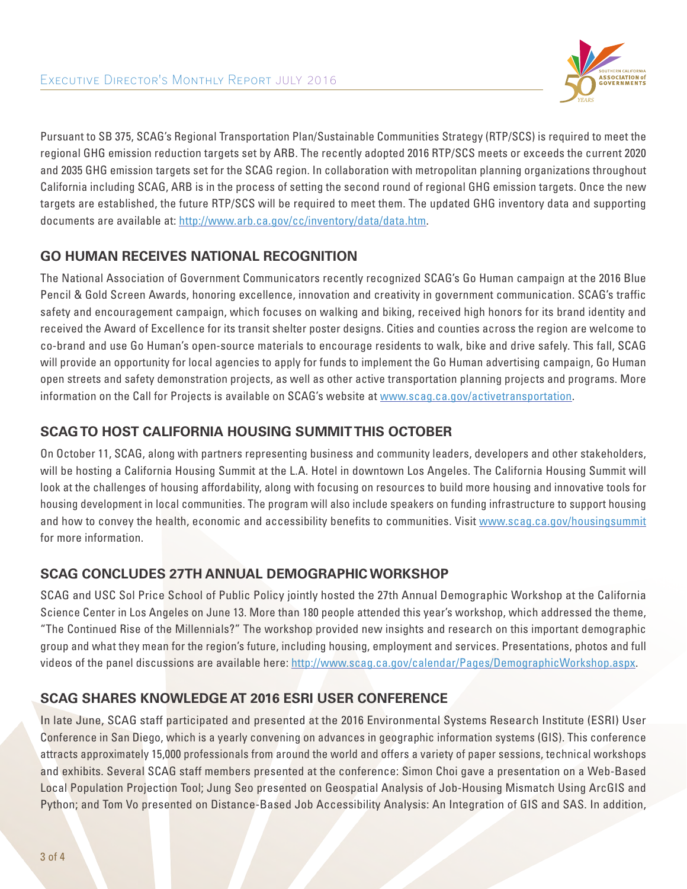Pursuant to SB 375, SCAG's Regional Transportation Plan/Sustainable Communities Strategy (RTP/SCS) is required to meet the regional GHG emission reduction targets set by ARB. The recently adopted 2016 RTP/SCS meets or exceeds the current 2020 and 2035 GHG emission targets set for the SCAG region. In collaboration with metropolitan planning organizations throughout California including SCAG, ARB is in the process of setting the second round of regional GHG emission targets. Once the new targets are established, the future RTP/SCS will be required to meet them. The updated GHG inventory data and supporting documents are available at: http://www.arb.ca.gov/cc/inventory/data/data.htm.

## GO HUMAN RECEIVES NATIONAL RECOGNITION

The National Association of Government Communicators recently recognized SCAG's Go Human campaign at the 2016 Blue Pencil & Gold Screen Awards, honoring excellence, innovation and creativity in government communication. SCAG's traffic safety and encouragement campaign, which focuses on walking and biking, received high honors for its brand identity and received the Award of Excellence for its transit shelter poster designs. Cities and counties across the region are welcome to co-brand and use Go Human's open-source materials to encourage residents to walk, bike and drive safely. This fall, SCAG will provide an opportunity for local agencies to apply for funds to implement the Go Human advertising campaign, Go Human open streets and safety demonstration projects, as well as other active transportation planning projects and programs. More information on the Call for Projects is available on SCAG's website at www.scag.ca.gov/activetransportation.

## SCAG TO HOST CALIFORNIA HOUSING SUMMIT THIS OCTOBER

On October 11, SCAG, along with partners representing business and community leaders, developers and other stakeholders, will be hosting a California Housing Summit at the L.A. Hotel in downtown Los Angeles. The California Housing Summit will look at the challenges of housing affordability, along with focusing on resources to build more housing and innovative tools for housing development in local communities. The program will also include speakers on funding infrastructure to support housing and how to convey the health, economic and accessibility benefits to communities. Visit www.scag.ca.gov/housingsummit for more information.

## SCAG CONCLUDES 27TH ANNUAL DEMOGRAPHIC WORKSHOP

SCAG and USC Sol Price School of Public Policy jointly hosted the 27th Annual Demographic Workshop at the California Science Center in Los Angeles on June 13. More than 180 people attended this year's workshop, which addressed the theme, "The Continued Rise of the Millennials?" The workshop provided new insights and research on this important demographic group and what they mean for the region's future, including housing, employment and services. Presentations, photos and full videos of the panel discussions are available here: http://www.scag.ca.gov/calendar/Pages/DemographicWorkshop.aspx.

## SCAG SHARES KNOWLEDGE AT 2016 ESRI USER CONFERENCE

In late June, SCAG staff participated and presented at the 2016 Environmental Systems Research Institute (ESRI) User Conference in San Diego, which is a yearly convening on advances in geographic information systems (GIS). This conference attracts approximately 15,000 professionals from around the world and offers a variety of paper sessions, technical workshops and exhibits. Several SCAG staff members presented at the conference: Simon Choi gave a presentation on a Web-Based Local Population Projection Tool; Jung Seo presented on Geospatial Analysis of Job-Housing Mismatch Using ArcGIS and Python; and Tom Vo presented on Distance-Based Job Accessibility Analysis: An Integration of GIS and SAS. In addition,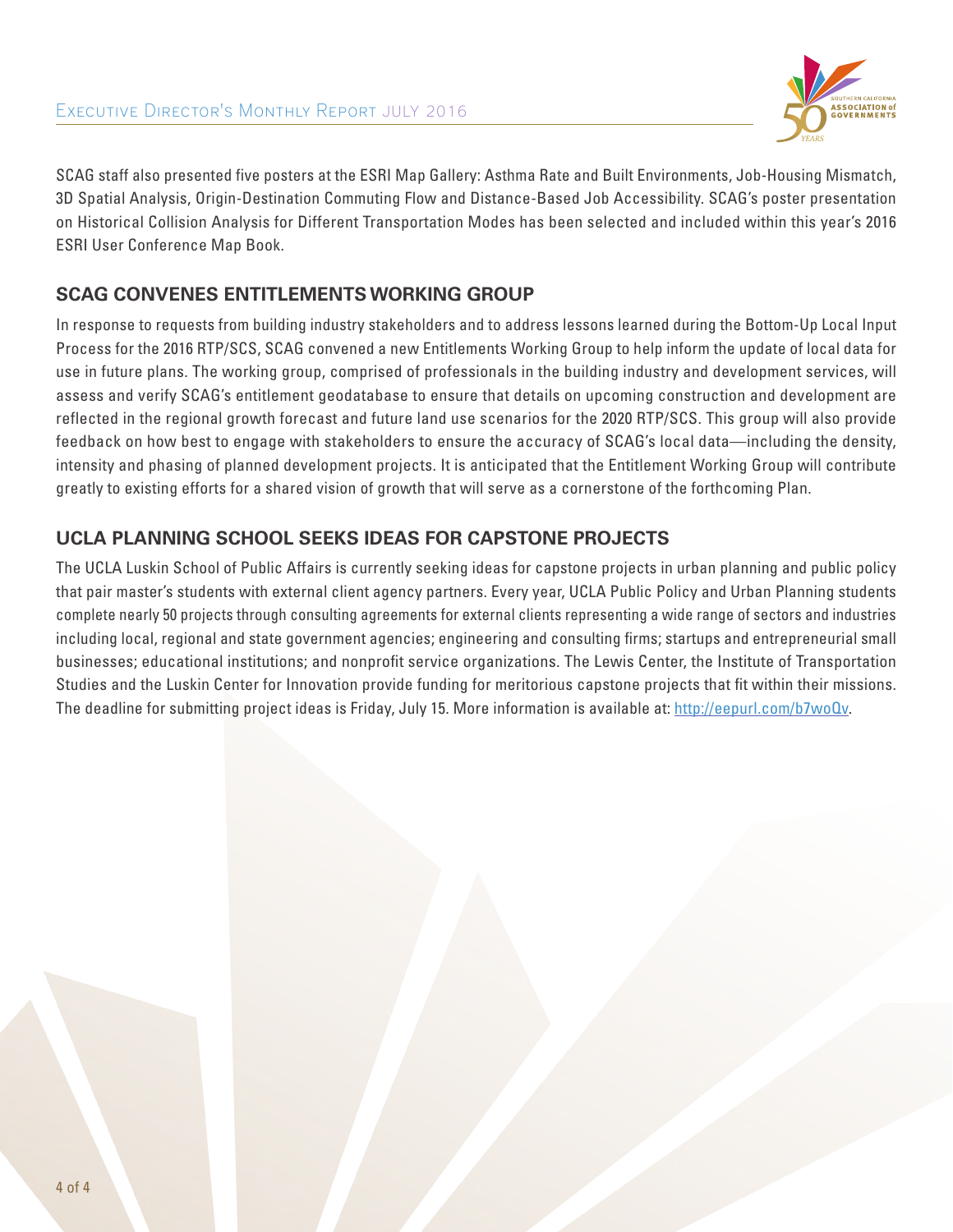SCAG staff also presented five posters at the ESRI Map Gallery: Asthma Rate and Built Environments, Job-Housing Mismatch, 3D Spatial Analysis, Origin-Destination Commuting Flow and Distance-Based Job Accessibility. SCAG's poster presentation on Historical Collision Analysis for Different Transportation Modes has been selected and included within this year's 2016 ESRI User Conference Map Book.

## SCAG CONVENES ENTITLEMENTS WORKING GROUP

In response to requests from building industry stakeholders and to address lessons learned during the Bottom-Up Local Input Process for the 2016 RTP/SCS, SCAG convened a new Entitlements Working Group to help inform the update of local data for use in future plans. The working group, comprised of professionals in the building industry and development services, will assess and verify SCAG's entitlement geodatabase to ensure that details on upcoming construction and development are reflected in the regional growth forecast and future land use scenarios for the 2020 RTP/SCS. This group will also provide feedback on how best to engage with stakeholders to ensure the accuracy of SCAG's local data—including the density, intensity and phasing of planned development projects. It is anticipated that the Entitlement Working Group will contribute greatly to existing efforts for a shared vision of growth that will serve as a cornerstone of the forthcoming Plan.

## UCLA PLANNING SCHOOL SEEKS IDEAS FOR CAPSTONE PROJECTS

The UCLA Luskin School of Public Affairs is currently seeking ideas for capstone projects in urban planning and public policy that pair master's students with external client agency partners. Every year, UCLA Public Policy and Urban Planning students complete nearly 50 projects through consulting agreements for external clients representing a wide range of sectors and industries including local, regional and state government agencies; engineering and consulting firms; startups and entrepreneurial small businesses; educational institutions; and nonprofit service organizations. The Lewis Center, the Institute of Transportation Studies and the Luskin Center for Innovation provide funding for meritorious capstone projects that fit within their missions. The deadline for submitting project ideas is Friday, July 15. More information is available at: [http://eepurl.com/b7woQv](http://eepurl.com/b7woQv).